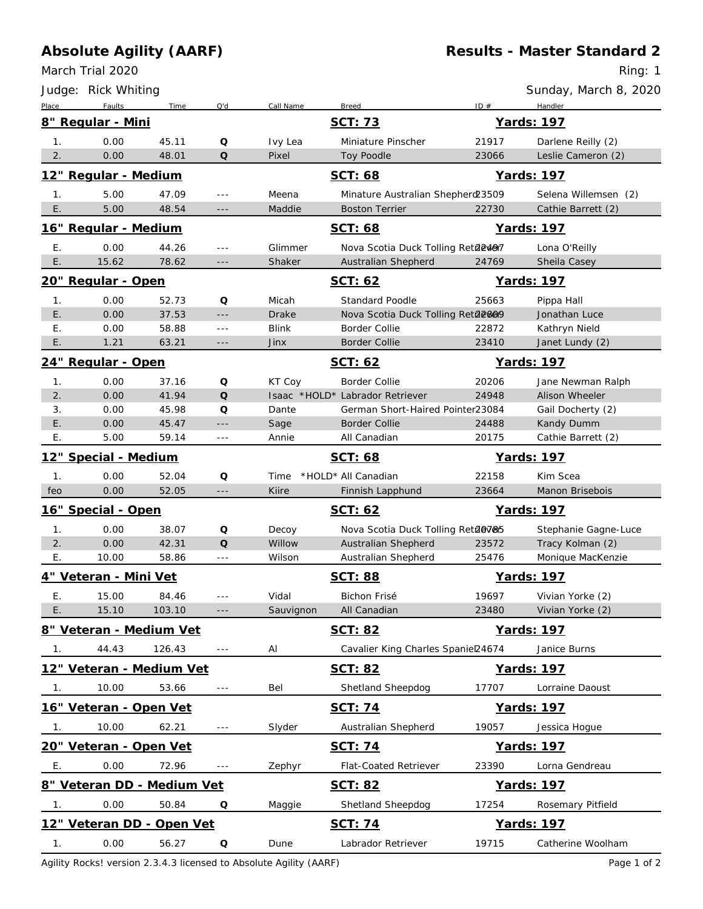# Absolute Agility (AARF)

## Results - Master Standard 2

March Trial 2020

Ring: 1

Judge: Rick Whiting

Sunday, March 8, 2020

| Place | Faults | Time | Q'd | Call Name | Breed | ID # | Handler |
|---|---|---|---|---|---|---|---|
| **8" Regular - Mini** | | | | | **SCT: 73** | | **Yards: 197** |
| 1. | 0.00 | 45.11 | Q | Ivy Lea | Miniature Pinscher | 21917 | Darlene Reilly (2) |
| 2. | 0.00 | 48.01 | Q | Pixel | Toy Poodle | 23066 | Leslie Cameron (2) |
| **12" Regular - Medium** | | | | | **SCT: 68** | | **Yards: 197** |
| 1. | 5.00 | 47.09 | --- | Meena | Minature Australian Shepherd | 23509 | Selena Willemsen (2) |
| E. | 5.00 | 48.54 | --- | Maddie | Boston Terrier | 22730 | Cathie Barrett (2) |
| **16" Regular - Medium** | | | | | **SCT: 68** | | **Yards: 197** |
| E. | 0.00 | 44.26 | --- | Glimmer | Nova Scotia Duck Tolling Retriever | 22497 | Lona O'Reilly |
| E. | 15.62 | 78.62 | --- | Shaker | Australian Shepherd | 24769 | Sheila Casey |
| **20" Regular - Open** | | | | | **SCT: 62** | | **Yards: 197** |
| 1. | 0.00 | 52.73 | Q | Micah | Standard Poodle | 25663 | Pippa Hall |
| E. | 0.00 | 37.53 | --- | Drake | Nova Scotia Duck Tolling Retriever | 22809 | Jonathan Luce |
| E. | 0.00 | 58.88 | --- | Blink | Border Collie | 22872 | Kathryn Nield |
| E. | 1.21 | 63.21 | --- | Jinx | Border Collie | 23410 | Janet Lundy (2) |
| **24" Regular - Open** | | | | | **SCT: 62** | | **Yards: 197** |
| 1. | 0.00 | 37.16 | Q | KT Coy | Border Collie | 20206 | Jane Newman Ralph |
| 2. | 0.00 | 41.94 | Q | Isaac *HOLD* | Labrador Retriever | 24948 | Alison Wheeler |
| 3. | 0.00 | 45.98 | Q | Dante | German Short-Haired Pointer | 23084 | Gail Docherty (2) |
| E. | 0.00 | 45.47 | --- | Sage | Border Collie | 24488 | Kandy Dumm |
| E. | 5.00 | 59.14 | --- | Annie | All Canadian | 20175 | Cathie Barrett (2) |
| **12" Special - Medium** | | | | | **SCT: 68** | | **Yards: 197** |
| 1. | 0.00 | 52.04 | Q | Time *HOLD* | All Canadian | 22158 | Kim Scea |
| feo | 0.00 | 52.05 | --- | Kiire | Finnish Lapphund | 23664 | Manon Brisebois |
| **16" Special - Open** | | | | | **SCT: 62** | | **Yards: 197** |
| 1. | 0.00 | 38.07 | Q | Decoy | Nova Scotia Duck Tolling Retriever | 20785 | Stephanie Gagne-Luce |
| 2. | 0.00 | 42.31 | Q | Willow | Australian Shepherd | 23572 | Tracy Kolman (2) |
| E. | 10.00 | 58.86 | --- | Wilson | Australian Shepherd | 25476 | Monique MacKenzie |
| **4" Veteran - Mini Vet** | | | | | **SCT: 88** | | **Yards: 197** |
| E. | 15.00 | 84.46 | --- | Vidal | Bichon Frisé | 19697 | Vivian Yorke (2) |
| E. | 15.10 | 103.10 | --- | Sauvignon | All Canadian | 23480 | Vivian Yorke (2) |
| **8" Veteran - Medium Vet** | | | | | **SCT: 82** | | **Yards: 197** |
| 1. | 44.43 | 126.43 | --- | Al | Cavalier King Charles Spaniel | 24674 | Janice Burns |
| **12" Veteran - Medium Vet** | | | | | **SCT: 82** | | **Yards: 197** |
| 1. | 10.00 | 53.66 | --- | Bel | Shetland Sheepdog | 17707 | Lorraine Daoust |
| **16" Veteran - Open Vet** | | | | | **SCT: 74** | | **Yards: 197** |
| 1. | 10.00 | 62.21 | --- | Slyder | Australian Shepherd | 19057 | Jessica Hogue |
| **20" Veteran - Open Vet** | | | | | **SCT: 74** | | **Yards: 197** |
| E. | 0.00 | 72.96 | --- | Zephyr | Flat-Coated Retriever | 23390 | Lorna Gendreau |
| **8" Veteran DD - Medium Vet** | | | | | **SCT: 82** | | **Yards: 197** |
| 1. | 0.00 | 50.84 | Q | Maggie | Shetland Sheepdog | 17254 | Rosemary Pitfield |
| **12" Veteran DD - Open Vet** | | | | | **SCT: 74** | | **Yards: 197** |
| 1. | 0.00 | 56.27 | Q | Dune | Labrador Retriever | 19715 | Catherine Woolham |

Agility Rocks! version 2.3.4.3 licensed to Absolute Agility (AARF)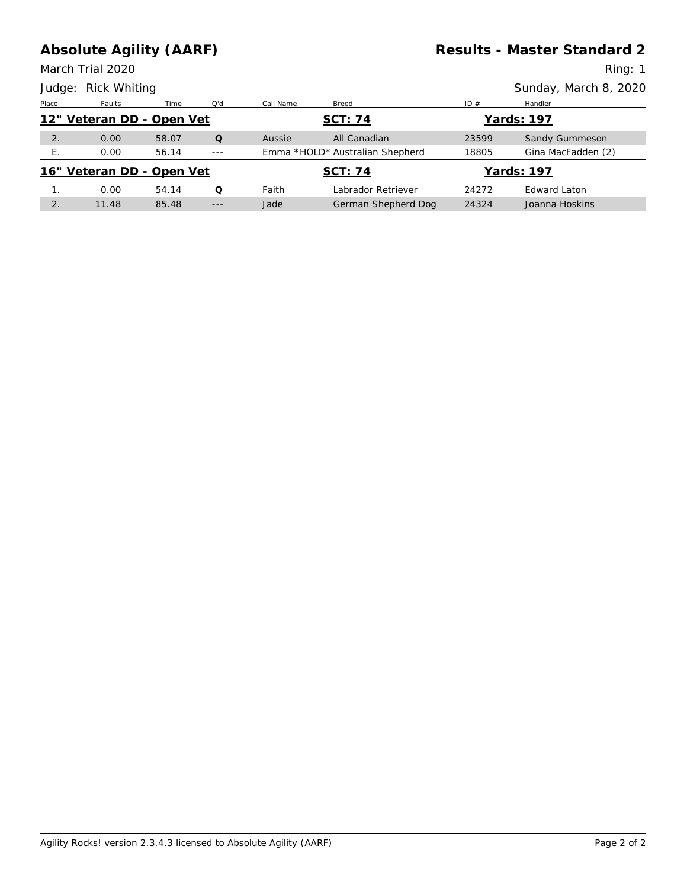# Absolute Agility (AARF)

## Results - Master Standard 2

March Trial 2020

Ring: 1

Judge: Rick Whiting

Sunday, March 8, 2020

### 12" Veteran DD - Open Vet

SCT: 74

Yards: 197

| Place | Faults | Time | Q'd | Call Name | Breed | ID # | Handler |
|---|---|---|---|---|---|---|---|
| 2. | 0.00 | 58.07 | Q | Aussie | All Canadian | 23599 | Sandy Gummeson |
| E. | 0.00 | 56.14 | --- | Emma *HOLD* | Australian Shepherd | 18805 | Gina MacFadden (2) |

### 16" Veteran DD - Open Vet

SCT: 74

Yards: 197

| Place | Faults | Time | Q'd | Call Name | Breed | ID # | Handler |
|---|---|---|---|---|---|---|---|
| 1. | 0.00 | 54.14 | Q | Faith | Labrador Retriever | 24272 | Edward Laton |
| 2. | 11.48 | 85.48 | --- | Jade | German Shepherd Dog | 24324 | Joanna Hoskins |

Agility Rocks! version 2.3.4.3 licensed to Absolute Agility (AARF)